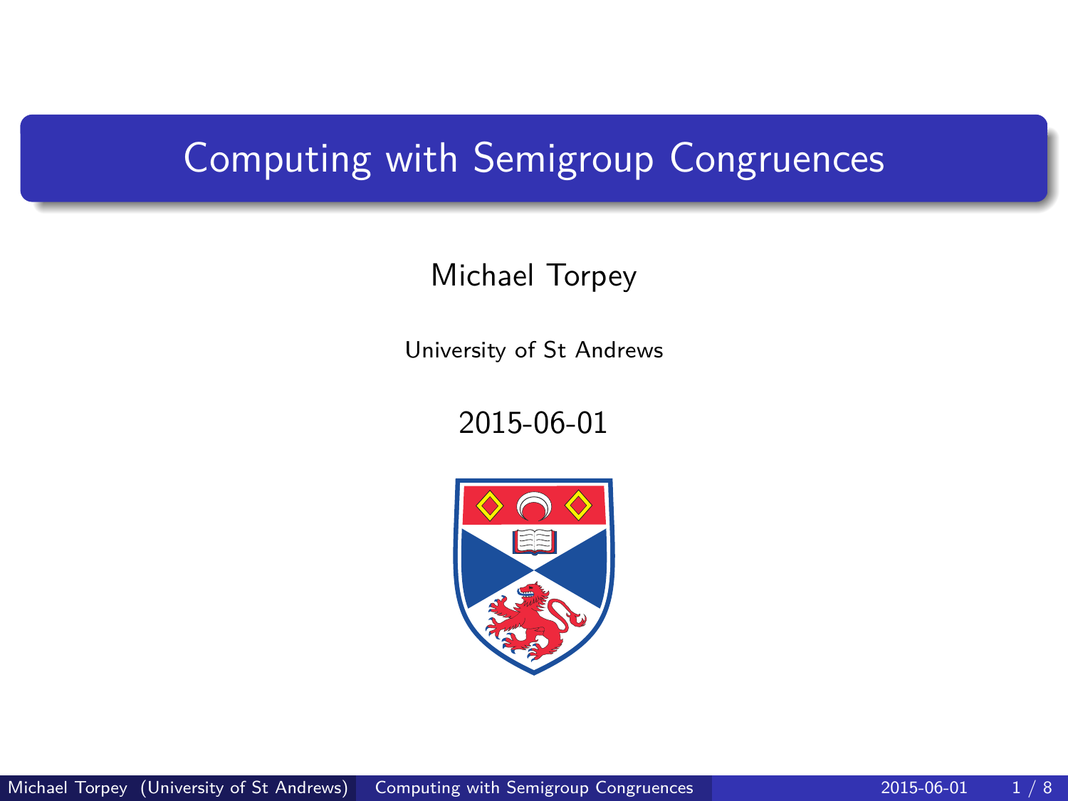# Computing with Semigroup Congruences

Michael Torpey

University of St Andrews

2015-06-01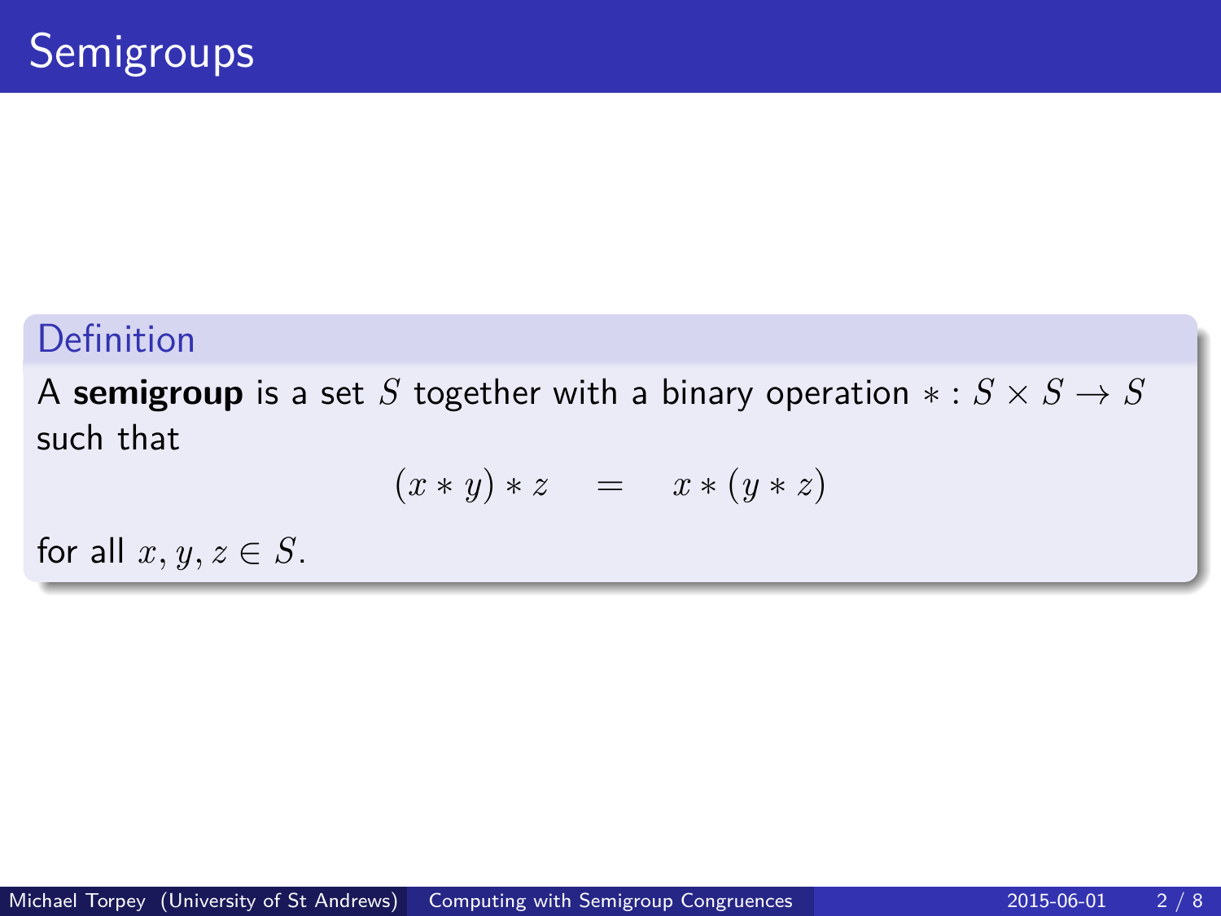# Semigroups

**Definition**

A **semigroup** is a set $S$ together with a binary operation $* : S \times S \to S$ such that

$$(x * y) * z \quad = \quad x * (y * z)$$

for all $x, y, z \in S$.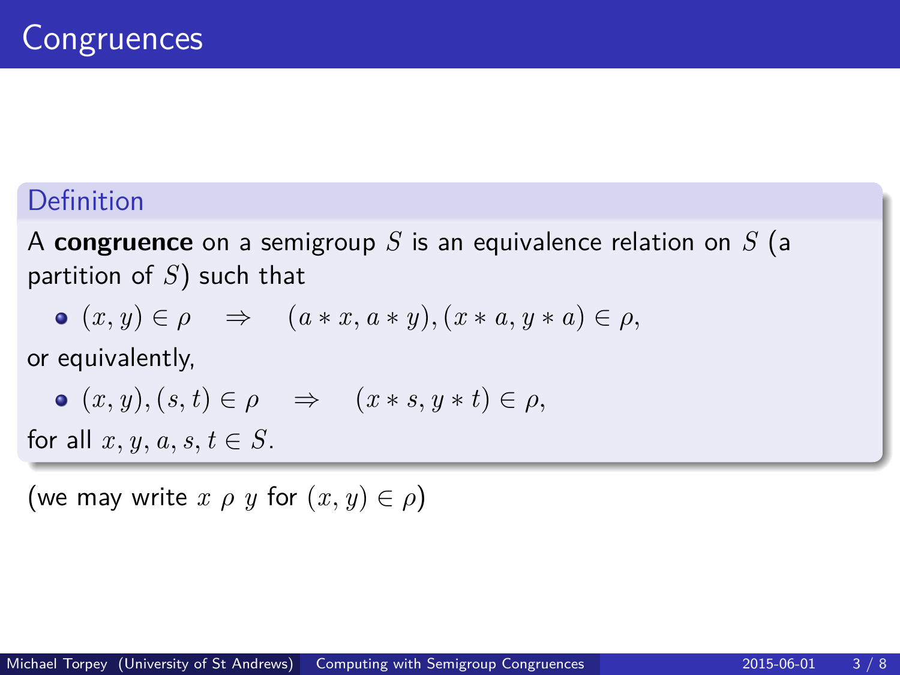# Congruences

**Definition**

A **congruence** on a semigroup $S$ is an equivalence relation on $S$ (a partition of $S$) such that

- $(x, y) \in \rho \quad \Rightarrow \quad (a * x, a * y), (x * a, y * a) \in \rho,$

or equivalently,

- $(x, y), (s, t) \in \rho \quad \Rightarrow \quad (x * s, y * t) \in \rho,$

for all $x, y, a, s, t \in S$.

(we may write $x \ \rho \ y$ for $(x, y) \in \rho$)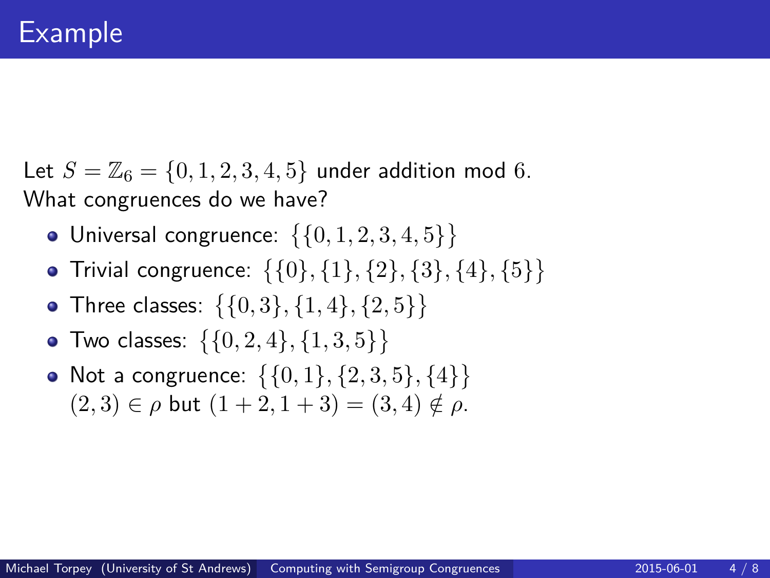# Example

Let $S = \mathbb{Z}_6 = \{0, 1, 2, 3, 4, 5\}$ under addition mod $6$.
What congruences do we have?

- Universal congruence: $\{\{0, 1, 2, 3, 4, 5\}\}$
- Trivial congruence: $\{\{0\}, \{1\}, \{2\}, \{3\}, \{4\}, \{5\}\}$
- Three classes: $\{\{0, 3\}, \{1, 4\}, \{2, 5\}\}$
- Two classes: $\{\{0, 2, 4\}, \{1, 3, 5\}\}$
- Not a congruence: $\{\{0, 1\}, \{2, 3, 5\}, \{4\}\}$
  $(2, 3) \in \rho$ but $(1 + 2, 1 + 3) = (3, 4) \notin \rho$.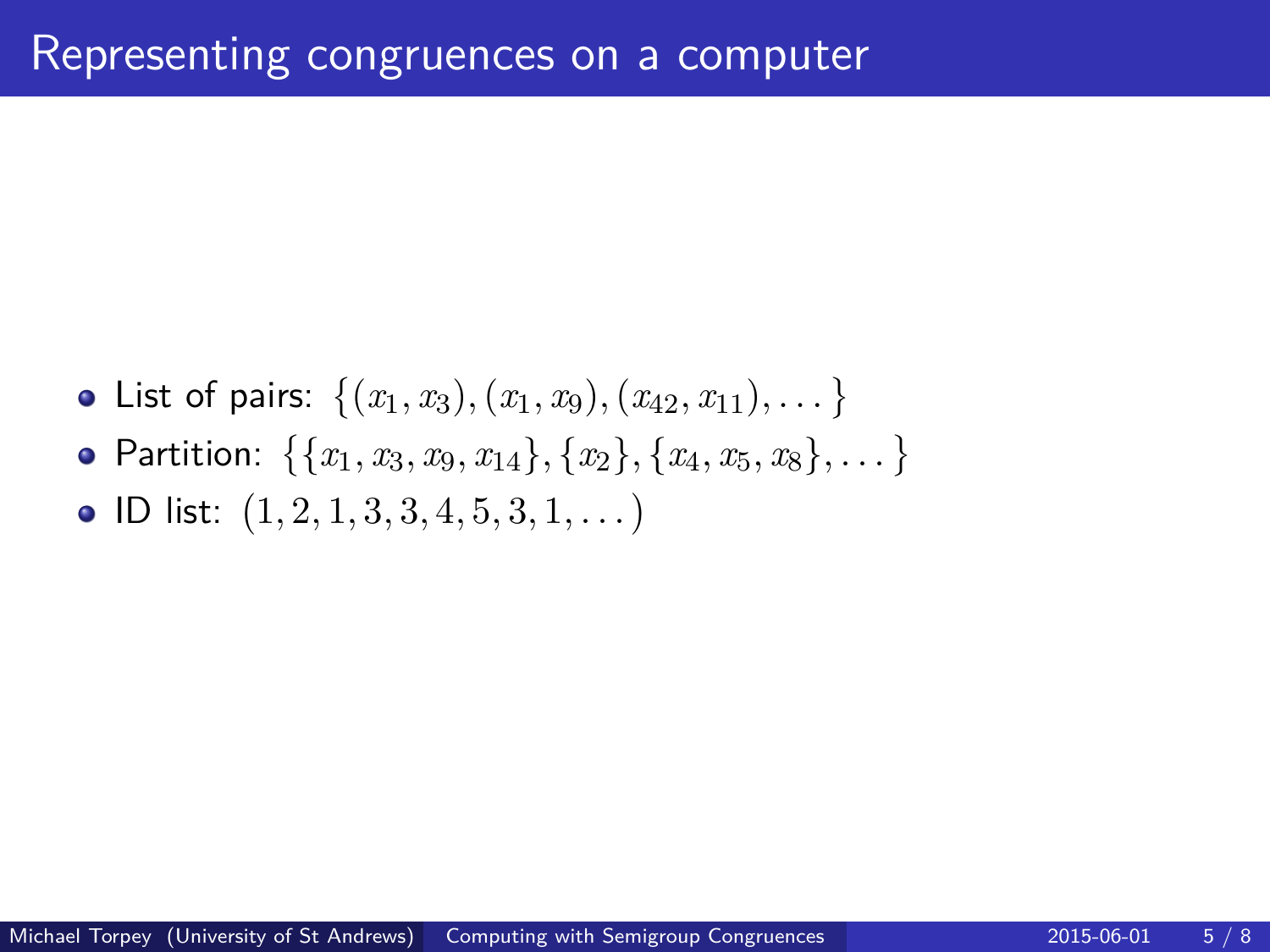# Representing congruences on a computer

- List of pairs: $\{(x_1, x_3), (x_1, x_9), (x_{42}, x_{11}), \dots\}$
- Partition: $\{\{x_1, x_3, x_9, x_{14}\}, \{x_2\}, \{x_4, x_5, x_8\}, \dots\}$
- ID list: $(1, 2, 1, 3, 3, 4, 5, 3, 1, \dots)$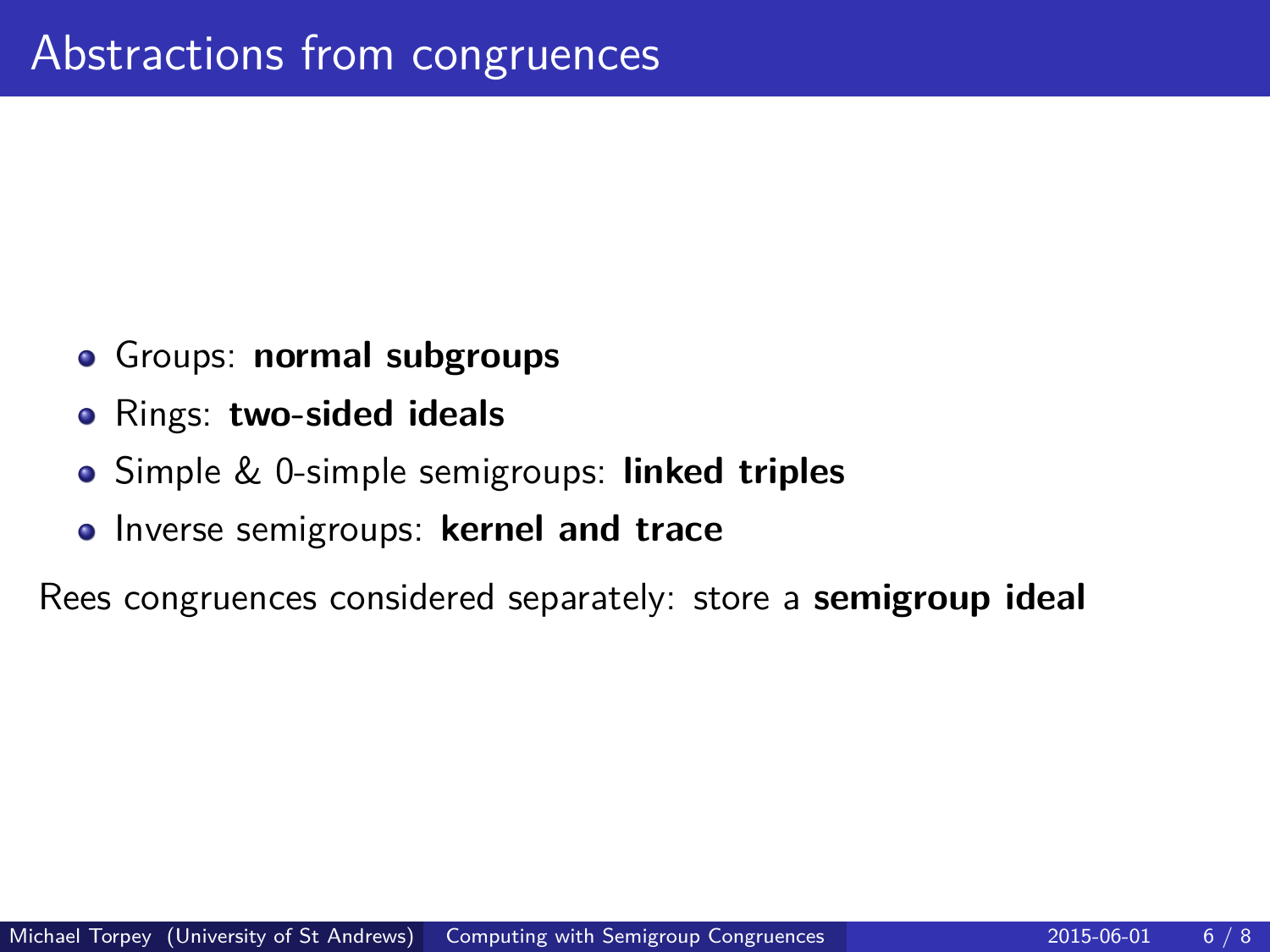# Abstractions from congruences

- Groups: **normal subgroups**
- Rings: **two-sided ideals**
- Simple & 0-simple semigroups: **linked triples**
- Inverse semigroups: **kernel and trace**

Rees congruences considered separately: store a **semigroup ideal**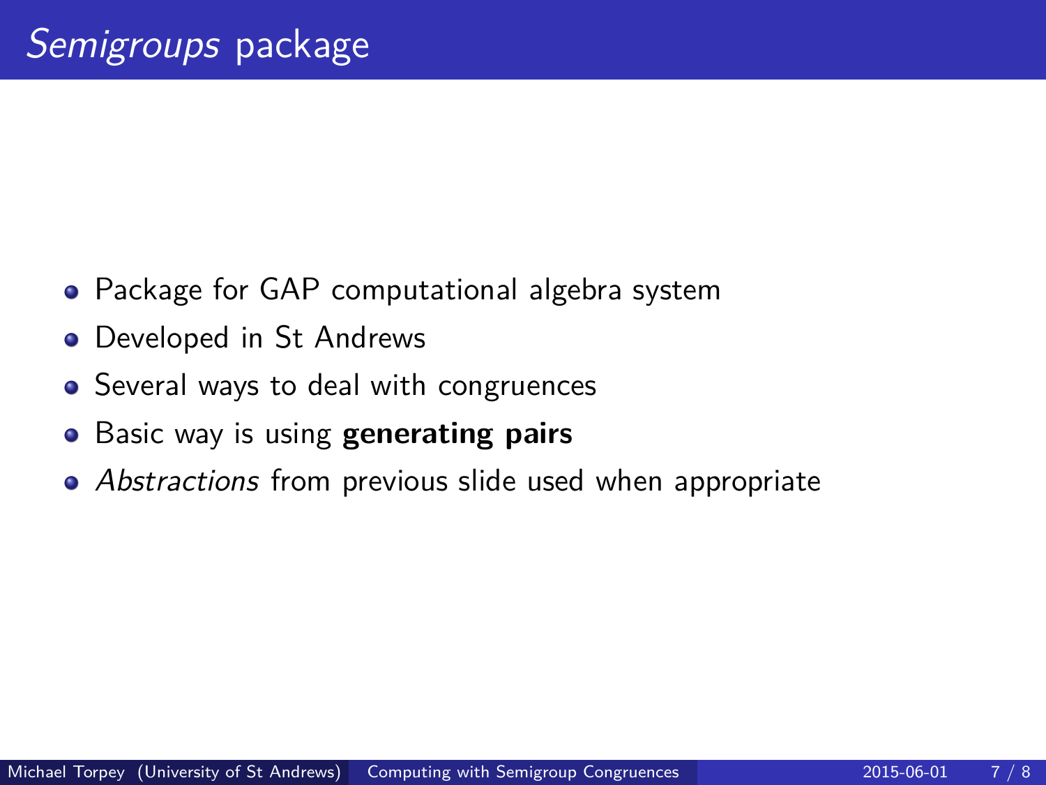# *Semigroups* package

- Package for GAP computational algebra system
- Developed in St Andrews
- Several ways to deal with congruences
- Basic way is using **generating pairs**
- *Abstractions* from previous slide used when appropriate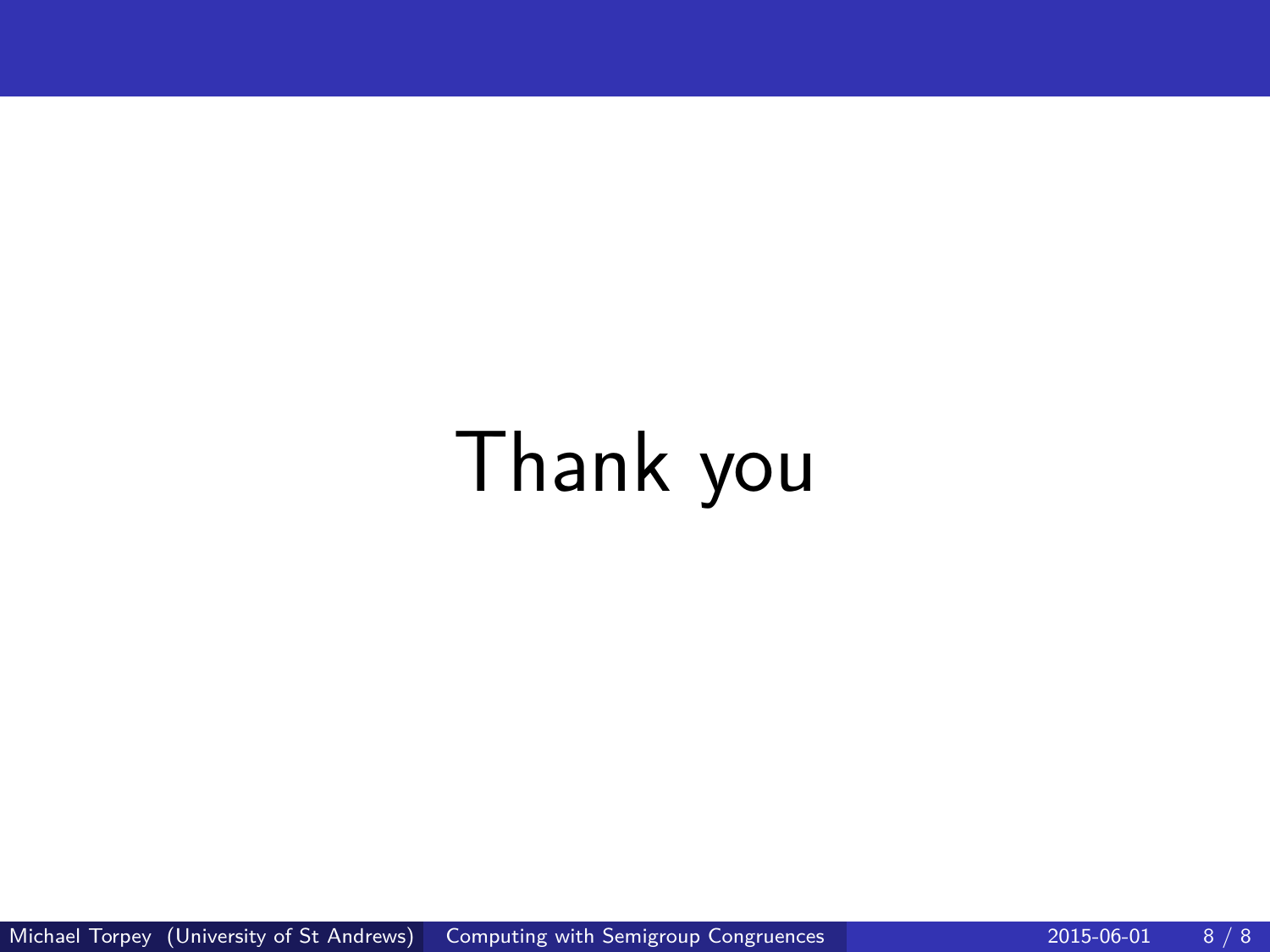Thank you